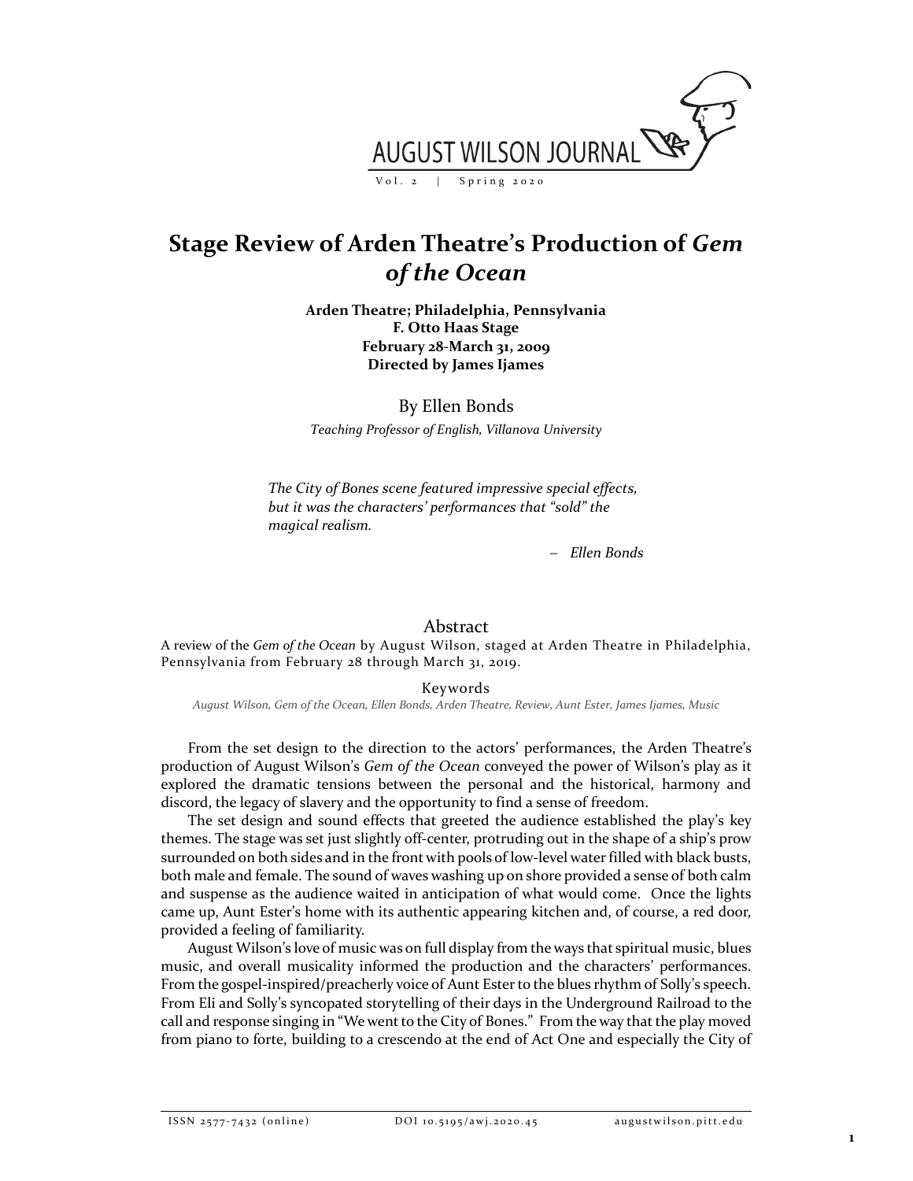# Stage Review of Arden Theatre's Production of *Gem of the Ocean*

**Arden Theatre; Philadelphia, Pennsylvania**
**F. Otto Haas Stage**
**February 28-March 31, 2009**
**Directed by James Ijames**

By Ellen Bonds

*Teaching Professor of English, Villanova University*

> *The City of Bones scene featured impressive special effects, but it was the characters' performances that "sold" the magical realism.*
>
> – *Ellen Bonds*

## Abstract

A review of the *Gem of the Ocean* by August Wilson, staged at Arden Theatre in Philadelphia, Pennsylvania from February 28 through March 31, 2019.

### Keywords

*August Wilson, Gem of the Ocean, Ellen Bonds, Arden Theatre, Review, Aunt Ester, James Ijames, Music*

From the set design to the direction to the actors' performances, the Arden Theatre's production of August Wilson's *Gem of the Ocean* conveyed the power of Wilson's play as it explored the dramatic tensions between the personal and the historical, harmony and discord, the legacy of slavery and the opportunity to find a sense of freedom.

The set design and sound effects that greeted the audience established the play's key themes. The stage was set just slightly off-center, protruding out in the shape of a ship's prow surrounded on both sides and in the front with pools of low-level water filled with black busts, both male and female. The sound of waves washing up on shore provided a sense of both calm and suspense as the audience waited in anticipation of what would come. Once the lights came up, Aunt Ester's home with its authentic appearing kitchen and, of course, a red door, provided a feeling of familiarity.

August Wilson's love of music was on full display from the ways that spiritual music, blues music, and overall musicality informed the production and the characters' performances. From the gospel-inspired/preacherly voice of Aunt Ester to the blues rhythm of Solly's speech. From Eli and Solly's syncopated storytelling of their days in the Underground Railroad to the call and response singing in "We went to the City of Bones." From the way that the play moved from piano to forte, building to a crescendo at the end of Act One and especially the City of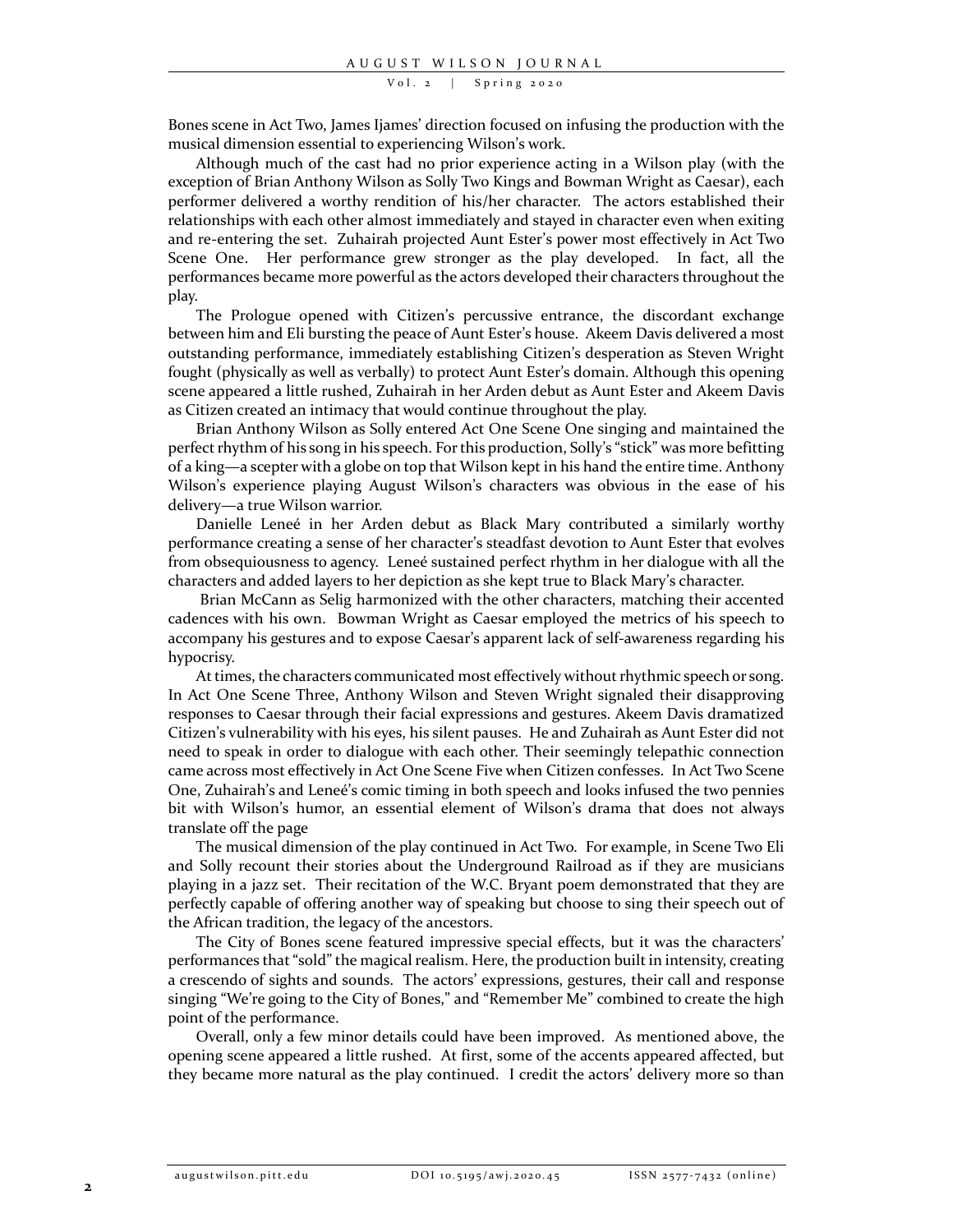Bones scene in Act Two, James Ijames' direction focused on infusing the production with the musical dimension essential to experiencing Wilson's work.

Although much of the cast had no prior experience acting in a Wilson play (with the exception of Brian Anthony Wilson as Solly Two Kings and Bowman Wright as Caesar), each performer delivered a worthy rendition of his/her character. The actors established their relationships with each other almost immediately and stayed in character even when exiting and re-entering the set. Zuhairah projected Aunt Ester's power most effectively in Act Two Scene One. Her performance grew stronger as the play developed. In fact, all the performances became more powerful as the actors developed their characters throughout the play.

The Prologue opened with Citizen's percussive entrance, the discordant exchange between him and Eli bursting the peace of Aunt Ester's house. Akeem Davis delivered a most outstanding performance, immediately establishing Citizen's desperation as Steven Wright fought (physically as well as verbally) to protect Aunt Ester's domain. Although this opening scene appeared a little rushed, Zuhairah in her Arden debut as Aunt Ester and Akeem Davis as Citizen created an intimacy that would continue throughout the play.

Brian Anthony Wilson as Solly entered Act One Scene One singing and maintained the perfect rhythm of his song in his speech. For this production, Solly's "stick" was more befitting of a king—a scepter with a globe on top that Wilson kept in his hand the entire time. Anthony Wilson's experience playing August Wilson's characters was obvious in the ease of his delivery—a true Wilson warrior.

Danielle Leneé in her Arden debut as Black Mary contributed a similarly worthy performance creating a sense of her character's steadfast devotion to Aunt Ester that evolves from obsequiousness to agency. Leneé sustained perfect rhythm in her dialogue with all the characters and added layers to her depiction as she kept true to Black Mary's character.

Brian McCann as Selig harmonized with the other characters, matching their accented cadences with his own. Bowman Wright as Caesar employed the metrics of his speech to accompany his gestures and to expose Caesar's apparent lack of self-awareness regarding his hypocrisy.

At times, the characters communicated most effectively without rhythmic speech or song. In Act One Scene Three, Anthony Wilson and Steven Wright signaled their disapproving responses to Caesar through their facial expressions and gestures. Akeem Davis dramatized Citizen's vulnerability with his eyes, his silent pauses. He and Zuhairah as Aunt Ester did not need to speak in order to dialogue with each other. Their seemingly telepathic connection came across most effectively in Act One Scene Five when Citizen confesses. In Act Two Scene One, Zuhairah's and Leneé's comic timing in both speech and looks infused the two pennies bit with Wilson's humor, an essential element of Wilson's drama that does not always translate off the page

The musical dimension of the play continued in Act Two. For example, in Scene Two Eli and Solly recount their stories about the Underground Railroad as if they are musicians playing in a jazz set. Their recitation of the W.C. Bryant poem demonstrated that they are perfectly capable of offering another way of speaking but choose to sing their speech out of the African tradition, the legacy of the ancestors.

The City of Bones scene featured impressive special effects, but it was the characters' performances that "sold" the magical realism. Here, the production built in intensity, creating a crescendo of sights and sounds. The actors' expressions, gestures, their call and response singing "We're going to the City of Bones," and "Remember Me" combined to create the high point of the performance.

Overall, only a few minor details could have been improved. As mentioned above, the opening scene appeared a little rushed. At first, some of the accents appeared affected, but they became more natural as the play continued. I credit the actors' delivery more so than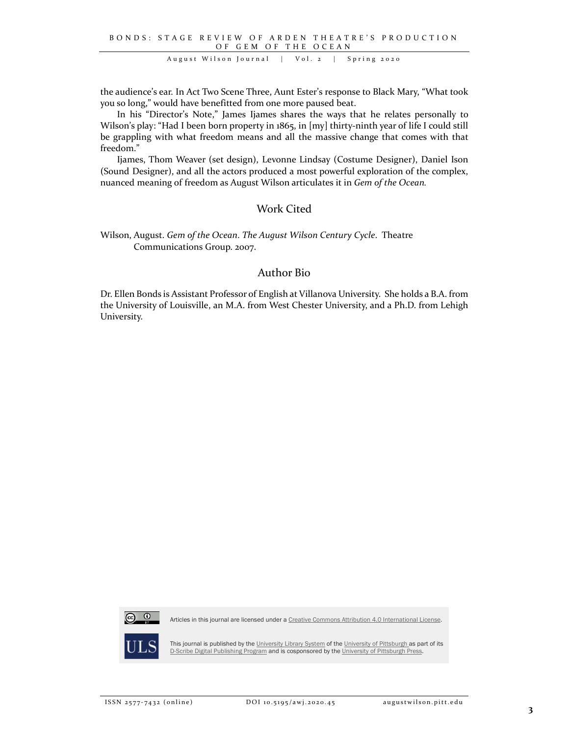the audience's ear. In Act Two Scene Three, Aunt Ester's response to Black Mary, "What took you so long," would have benefitted from one more paused beat.

In his "Director's Note," James Ijames shares the ways that he relates personally to Wilson's play: "Had I been born property in 1865, in [my] thirty-ninth year of life I could still be grappling with what freedom means and all the massive change that comes with that freedom."

Ijames, Thom Weaver (set design), Levonne Lindsay (Costume Designer), Daniel Ison (Sound Designer), and all the actors produced a most powerful exploration of the complex, nuanced meaning of freedom as August Wilson articulates it in *Gem of the Ocean.*

## Work Cited

Wilson, August. *Gem of the Ocean*. *The August Wilson Century Cycle*. Theatre Communications Group. 2007.

## Author Bio

Dr. Ellen Bonds is Assistant Professor of English at Villanova University. She holds a B.A. from the University of Louisville, an M.A. from West Chester University, and a Ph.D. from Lehigh University.

Articles in this journal are licensed under a Creative Commons Attribution 4.0 International License.

This journal is published by the University Library System of the University of Pittsburgh as part of its D-Scribe Digital Publishing Program and is cosponsored by the University of Pittsburgh Press.

ISSN 2577-7432 (online) DOI 10.5195/awj.2020.45 augustwilson.pitt.edu